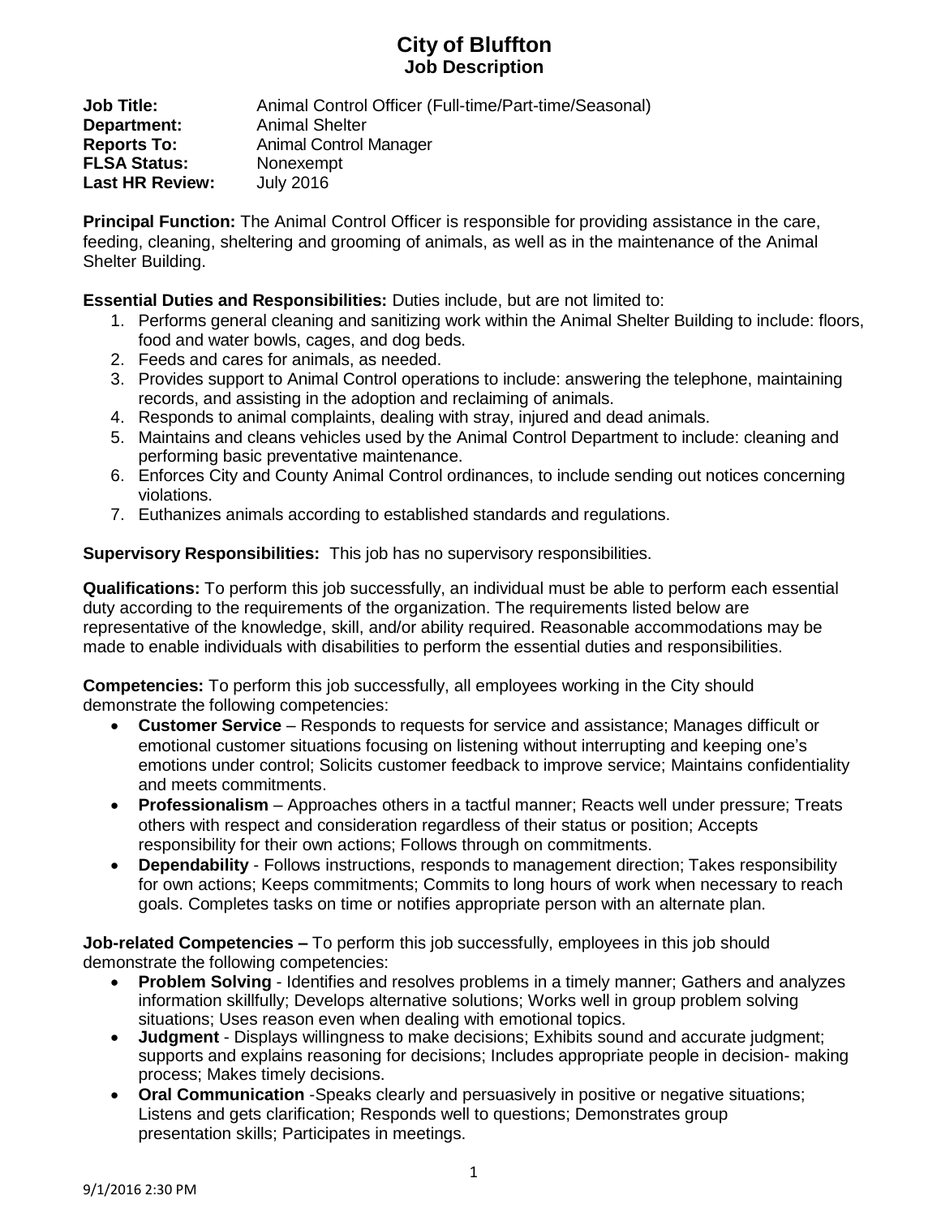# City of Bluffton
## Job Description

**Job Title:** Animal Control Officer (Full-time/Part-time/Seasonal)
**Department:** Animal Shelter
**Reports To:** Animal Control Manager
**FLSA Status:** Nonexempt
**Last HR Review:** July 2016

**Principal Function:** The Animal Control Officer is responsible for providing assistance in the care, feeding, cleaning, sheltering and grooming of animals, as well as in the maintenance of the Animal Shelter Building.

**Essential Duties and Responsibilities:** Duties include, but are not limited to:

1. Performs general cleaning and sanitizing work within the Animal Shelter Building to include: floors, food and water bowls, cages, and dog beds.
2. Feeds and cares for animals, as needed.
3. Provides support to Animal Control operations to include: answering the telephone, maintaining records, and assisting in the adoption and reclaiming of animals.
4. Responds to animal complaints, dealing with stray, injured and dead animals.
5. Maintains and cleans vehicles used by the Animal Control Department to include: cleaning and performing basic preventative maintenance.
6. Enforces City and County Animal Control ordinances, to include sending out notices concerning violations.
7. Euthanizes animals according to established standards and regulations.

**Supervisory Responsibilities:** This job has no supervisory responsibilities.

**Qualifications:** To perform this job successfully, an individual must be able to perform each essential duty according to the requirements of the organization. The requirements listed below are representative of the knowledge, skill, and/or ability required. Reasonable accommodations may be made to enable individuals with disabilities to perform the essential duties and responsibilities.

**Competencies:** To perform this job successfully, all employees working in the City should demonstrate the following competencies:

- **Customer Service** – Responds to requests for service and assistance; Manages difficult or emotional customer situations focusing on listening without interrupting and keeping one's emotions under control; Solicits customer feedback to improve service; Maintains confidentiality and meets commitments.
- **Professionalism** – Approaches others in a tactful manner; Reacts well under pressure; Treats others with respect and consideration regardless of their status or position; Accepts responsibility for their own actions; Follows through on commitments.
- **Dependability** - Follows instructions, responds to management direction; Takes responsibility for own actions; Keeps commitments; Commits to long hours of work when necessary to reach goals. Completes tasks on time or notifies appropriate person with an alternate plan.

**Job-related Competencies –** To perform this job successfully, employees in this job should demonstrate the following competencies:

- **Problem Solving** - Identifies and resolves problems in a timely manner; Gathers and analyzes information skillfully; Develops alternative solutions; Works well in group problem solving situations; Uses reason even when dealing with emotional topics.
- **Judgment** - Displays willingness to make decisions; Exhibits sound and accurate judgment; supports and explains reasoning for decisions; Includes appropriate people in decision- making process; Makes timely decisions.
- **Oral Communication** -Speaks clearly and persuasively in positive or negative situations; Listens and gets clarification; Responds well to questions; Demonstrates group presentation skills; Participates in meetings.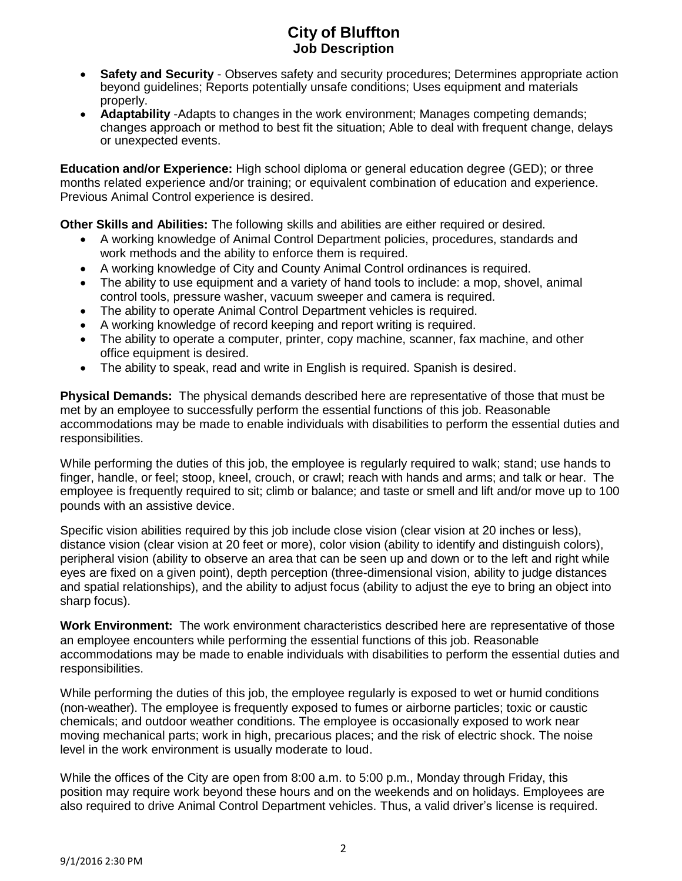- **Safety and Security** - Observes safety and security procedures; Determines appropriate action beyond guidelines; Reports potentially unsafe conditions; Uses equipment and materials properly.
- **Adaptability** -Adapts to changes in the work environment; Manages competing demands; changes approach or method to best fit the situation; Able to deal with frequent change, delays or unexpected events.

**Education and/or Experience:** High school diploma or general education degree (GED); or three months related experience and/or training; or equivalent combination of education and experience. Previous Animal Control experience is desired.

**Other Skills and Abilities:** The following skills and abilities are either required or desired.

- A working knowledge of Animal Control Department policies, procedures, standards and work methods and the ability to enforce them is required.
- A working knowledge of City and County Animal Control ordinances is required.
- The ability to use equipment and a variety of hand tools to include: a mop, shovel, animal control tools, pressure washer, vacuum sweeper and camera is required.
- The ability to operate Animal Control Department vehicles is required.
- A working knowledge of record keeping and report writing is required.
- The ability to operate a computer, printer, copy machine, scanner, fax machine, and other office equipment is desired.
- The ability to speak, read and write in English is required. Spanish is desired.

**Physical Demands:** The physical demands described here are representative of those that must be met by an employee to successfully perform the essential functions of this job. Reasonable accommodations may be made to enable individuals with disabilities to perform the essential duties and responsibilities.

While performing the duties of this job, the employee is regularly required to walk; stand; use hands to finger, handle, or feel; stoop, kneel, crouch, or crawl; reach with hands and arms; and talk or hear. The employee is frequently required to sit; climb or balance; and taste or smell and lift and/or move up to 100 pounds with an assistive device.

Specific vision abilities required by this job include close vision (clear vision at 20 inches or less), distance vision (clear vision at 20 feet or more), color vision (ability to identify and distinguish colors), peripheral vision (ability to observe an area that can be seen up and down or to the left and right while eyes are fixed on a given point), depth perception (three-dimensional vision, ability to judge distances and spatial relationships), and the ability to adjust focus (ability to adjust the eye to bring an object into sharp focus).

**Work Environment:** The work environment characteristics described here are representative of those an employee encounters while performing the essential functions of this job. Reasonable accommodations may be made to enable individuals with disabilities to perform the essential duties and responsibilities.

While performing the duties of this job, the employee regularly is exposed to wet or humid conditions (non-weather). The employee is frequently exposed to fumes or airborne particles; toxic or caustic chemicals; and outdoor weather conditions. The employee is occasionally exposed to work near moving mechanical parts; work in high, precarious places; and the risk of electric shock. The noise level in the work environment is usually moderate to loud.

While the offices of the City are open from 8:00 a.m. to 5:00 p.m., Monday through Friday, this position may require work beyond these hours and on the weekends and on holidays. Employees are also required to drive Animal Control Department vehicles. Thus, a valid driver's license is required.